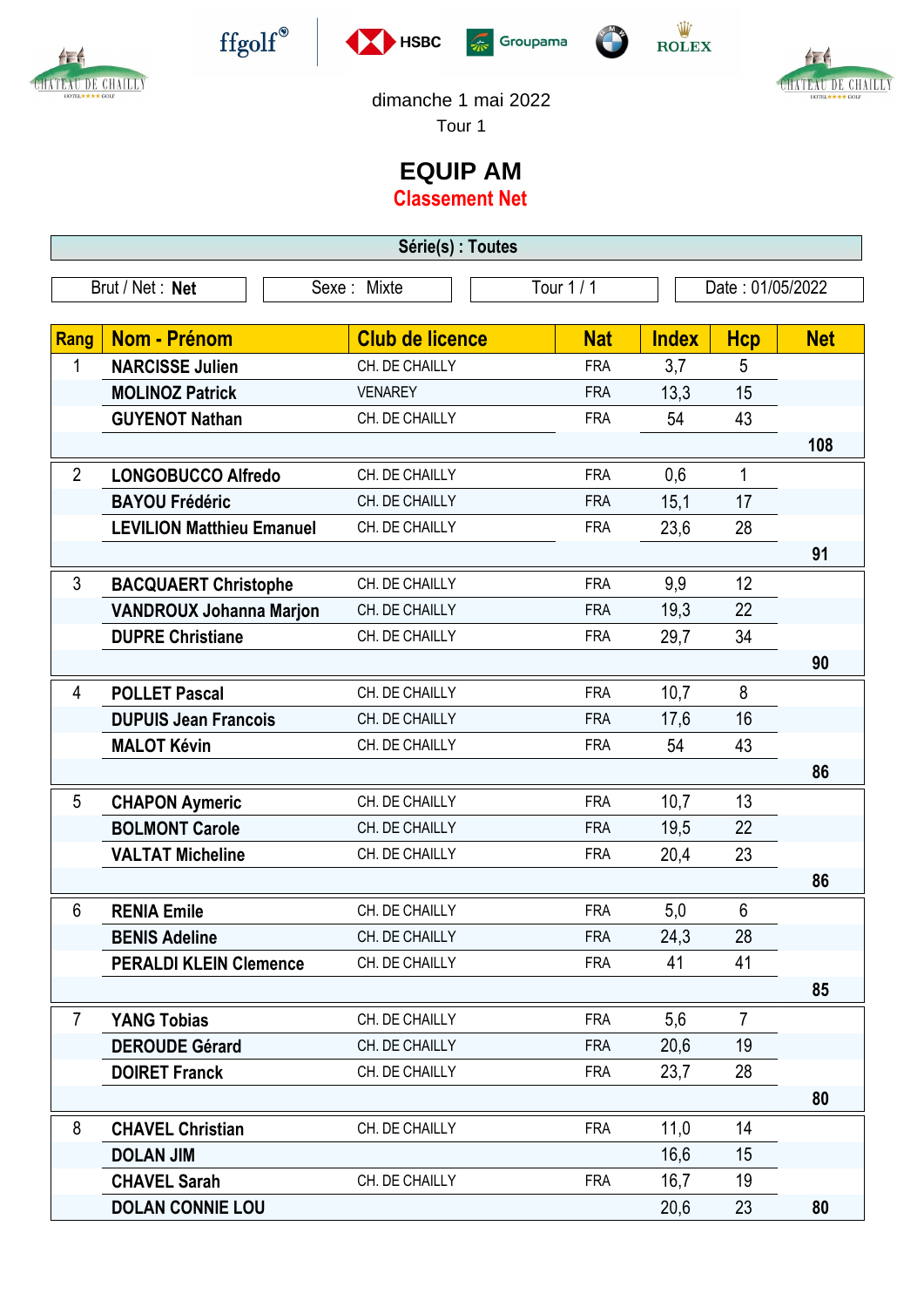dimanche 1 mai 2022

Tour 1

# EQUIP AM

## Classement Net

**Série(s) : Toutes**

| Brut / Net : **Net** | Sexe : Mixte | Tour 1 / 1 | Date : 01/05/2022 |
|---|---|---|---|

| Rang | Nom - Prénom | Club de licence | Nat | Index | Hcp | Net |
|---|---|---|---|---|---|---|
| 1 | **NARCISSE Julien** | CH. DE CHAILLY | FRA | 3,7 | 5 | |
| | **MOLINOZ Patrick** | VENAREY | FRA | 13,3 | 15 | |
| | **GUYENOT Nathan** | CH. DE CHAILLY | FRA | 54 | 43 | |
| | | | | | | **108** |
| 2 | **LONGOBUCCO Alfredo** | CH. DE CHAILLY | FRA | 0,6 | 1 | |
| | **BAYOU Frédéric** | CH. DE CHAILLY | FRA | 15,1 | 17 | |
| | **LEVILION Matthieu Emanuel** | CH. DE CHAILLY | FRA | 23,6 | 28 | |
| | | | | | | **91** |
| 3 | **BACQUAERT Christophe** | CH. DE CHAILLY | FRA | 9,9 | 12 | |
| | **VANDROUX Johanna Marjon** | CH. DE CHAILLY | FRA | 19,3 | 22 | |
| | **DUPRE Christiane** | CH. DE CHAILLY | FRA | 29,7 | 34 | |
| | | | | | | **90** |
| 4 | **POLLET Pascal** | CH. DE CHAILLY | FRA | 10,7 | 8 | |
| | **DUPUIS Jean Francois** | CH. DE CHAILLY | FRA | 17,6 | 16 | |
| | **MALOT Kévin** | CH. DE CHAILLY | FRA | 54 | 43 | |
| | | | | | | **86** |
| 5 | **CHAPON Aymeric** | CH. DE CHAILLY | FRA | 10,7 | 13 | |
| | **BOLMONT Carole** | CH. DE CHAILLY | FRA | 19,5 | 22 | |
| | **VALTAT Micheline** | CH. DE CHAILLY | FRA | 20,4 | 23 | |
| | | | | | | **86** |
| 6 | **RENIA Emile** | CH. DE CHAILLY | FRA | 5,0 | 6 | |
| | **BENIS Adeline** | CH. DE CHAILLY | FRA | 24,3 | 28 | |
| | **PERALDI KLEIN Clemence** | CH. DE CHAILLY | FRA | 41 | 41 | |
| | | | | | | **85** |
| 7 | **YANG Tobias** | CH. DE CHAILLY | FRA | 5,6 | 7 | |
| | **DEROUDE Gérard** | CH. DE CHAILLY | FRA | 20,6 | 19 | |
| | **DOIRET Franck** | CH. DE CHAILLY | FRA | 23,7 | 28 | |
| | | | | | | **80** |
| 8 | **CHAVEL Christian** | CH. DE CHAILLY | FRA | 11,0 | 14 | |
| | **DOLAN JIM** | | | 16,6 | 15 | |
| | **CHAVEL Sarah** | CH. DE CHAILLY | FRA | 16,7 | 19 | |
| | **DOLAN CONNIE LOU** | | | 20,6 | 23 | **80** |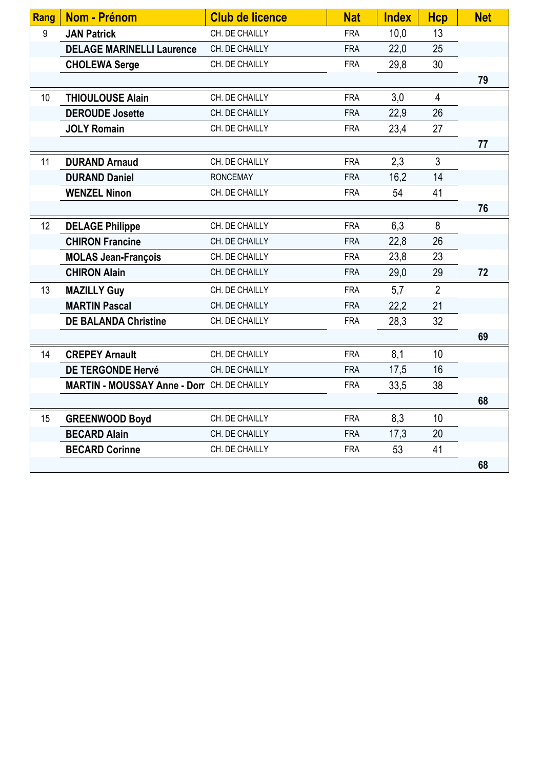| Rang | Nom - Prénom | Club de licence | Nat | Index | Hcp | Net |
|---|---|---|---|---|---|---|
| 9 | **JAN Patrick** | CH. DE CHAILLY | FRA | 10,0 | 13 | |
| | **DELAGE MARINELLI Laurence** | CH. DE CHAILLY | FRA | 22,0 | 25 | |
| | **CHOLEWA Serge** | CH. DE CHAILLY | FRA | 29,8 | 30 | |
| | | | | | | **79** |
| 10 | **THIOULOUSE Alain** | CH. DE CHAILLY | FRA | 3,0 | 4 | |
| | **DEROUDE Josette** | CH. DE CHAILLY | FRA | 22,9 | 26 | |
| | **JOLY Romain** | CH. DE CHAILLY | FRA | 23,4 | 27 | |
| | | | | | | **77** |
| 11 | **DURAND Arnaud** | CH. DE CHAILLY | FRA | 2,3 | 3 | |
| | **DURAND Daniel** | RONCEMAY | FRA | 16,2 | 14 | |
| | **WENZEL Ninon** | CH. DE CHAILLY | FRA | 54 | 41 | |
| | | | | | | **76** |
| 12 | **DELAGE Philippe** | CH. DE CHAILLY | FRA | 6,3 | 8 | |
| | **CHIRON Francine** | CH. DE CHAILLY | FRA | 22,8 | 26 | |
| | **MOLAS Jean-François** | CH. DE CHAILLY | FRA | 23,8 | 23 | |
| | **CHIRON Alain** | CH. DE CHAILLY | FRA | 29,0 | 29 | **72** |
| 13 | **MAZILLY Guy** | CH. DE CHAILLY | FRA | 5,7 | 2 | |
| | **MARTIN Pascal** | CH. DE CHAILLY | FRA | 22,2 | 21 | |
| | **DE BALANDA Christine** | CH. DE CHAILLY | FRA | 28,3 | 32 | |
| | | | | | | **69** |
| 14 | **CREPEY Arnault** | CH. DE CHAILLY | FRA | 8,1 | 10 | |
| | **DE TERGONDE Hervé** | CH. DE CHAILLY | FRA | 17,5 | 16 | |
| | **MARTIN - MOUSSAY Anne - Dom** | CH. DE CHAILLY | FRA | 33,5 | 38 | |
| | | | | | | **68** |
| 15 | **GREENWOOD Boyd** | CH. DE CHAILLY | FRA | 8,3 | 10 | |
| | **BECARD Alain** | CH. DE CHAILLY | FRA | 17,3 | 20 | |
| | **BECARD Corinne** | CH. DE CHAILLY | FRA | 53 | 41 | |
| | | | | | | **68** |